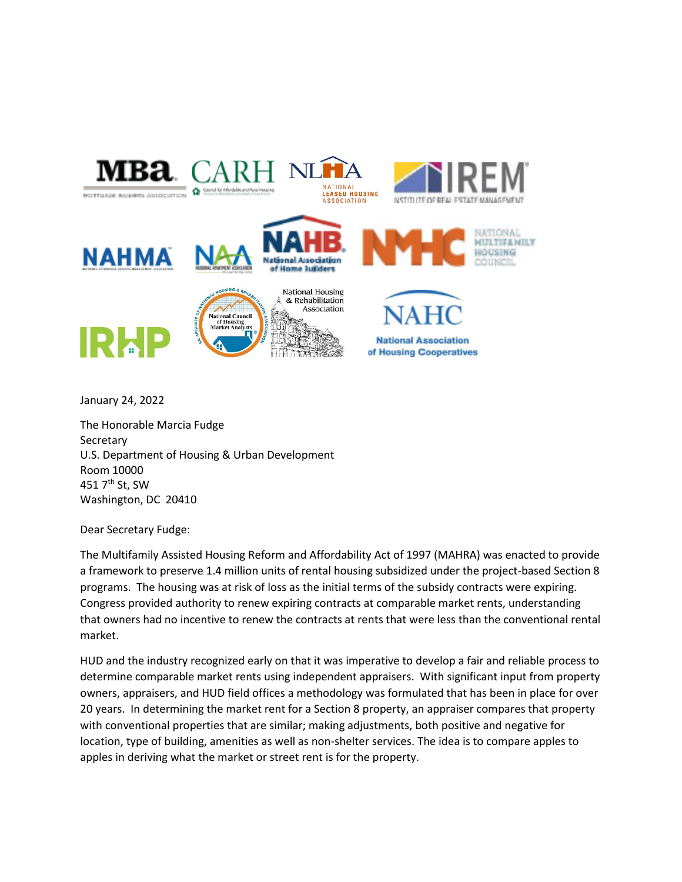January 24, 2022

The Honorable Marcia Fudge
Secretary
U.S. Department of Housing & Urban Development
Room 10000
451 7th St, SW
Washington, DC 20410

Dear Secretary Fudge:

The Multifamily Assisted Housing Reform and Affordability Act of 1997 (MAHRA) was enacted to provide a framework to preserve 1.4 million units of rental housing subsidized under the project-based Section 8 programs. The housing was at risk of loss as the initial terms of the subsidy contracts were expiring. Congress provided authority to renew expiring contracts at comparable market rents, understanding that owners had no incentive to renew the contracts at rents that were less than the conventional rental market.

HUD and the industry recognized early on that it was imperative to develop a fair and reliable process to determine comparable market rents using independent appraisers. With significant input from property owners, appraisers, and HUD field offices a methodology was formulated that has been in place for over 20 years. In determining the market rent for a Section 8 property, an appraiser compares that property with conventional properties that are similar; making adjustments, both positive and negative for location, type of building, amenities as well as non-shelter services. The idea is to compare apples to apples in deriving what the market or street rent is for the property.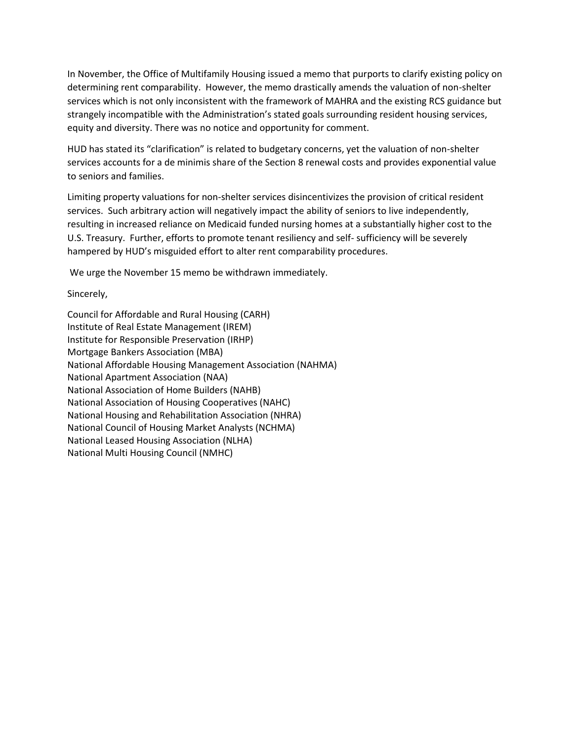In November, the Office of Multifamily Housing issued a memo that purports to clarify existing policy on determining rent comparability. However, the memo drastically amends the valuation of non-shelter services which is not only inconsistent with the framework of MAHRA and the existing RCS guidance but strangely incompatible with the Administration's stated goals surrounding resident housing services, equity and diversity. There was no notice and opportunity for comment.

HUD has stated its "clarification" is related to budgetary concerns, yet the valuation of non-shelter services accounts for a de minimis share of the Section 8 renewal costs and provides exponential value to seniors and families.

Limiting property valuations for non-shelter services disincentivizes the provision of critical resident services. Such arbitrary action will negatively impact the ability of seniors to live independently, resulting in increased reliance on Medicaid funded nursing homes at a substantially higher cost to the U.S. Treasury. Further, efforts to promote tenant resiliency and self- sufficiency will be severely hampered by HUD's misguided effort to alter rent comparability procedures.

We urge the November 15 memo be withdrawn immediately.

Sincerely,

Council for Affordable and Rural Housing (CARH)
Institute of Real Estate Management (IREM)
Institute for Responsible Preservation (IRHP)
Mortgage Bankers Association (MBA)
National Affordable Housing Management Association (NAHMA)
National Apartment Association (NAA)
National Association of Home Builders (NAHB)
National Association of Housing Cooperatives (NAHC)
National Housing and Rehabilitation Association (NHRA)
National Council of Housing Market Analysts (NCHMA)
National Leased Housing Association (NLHA)
National Multi Housing Council (NMHC)